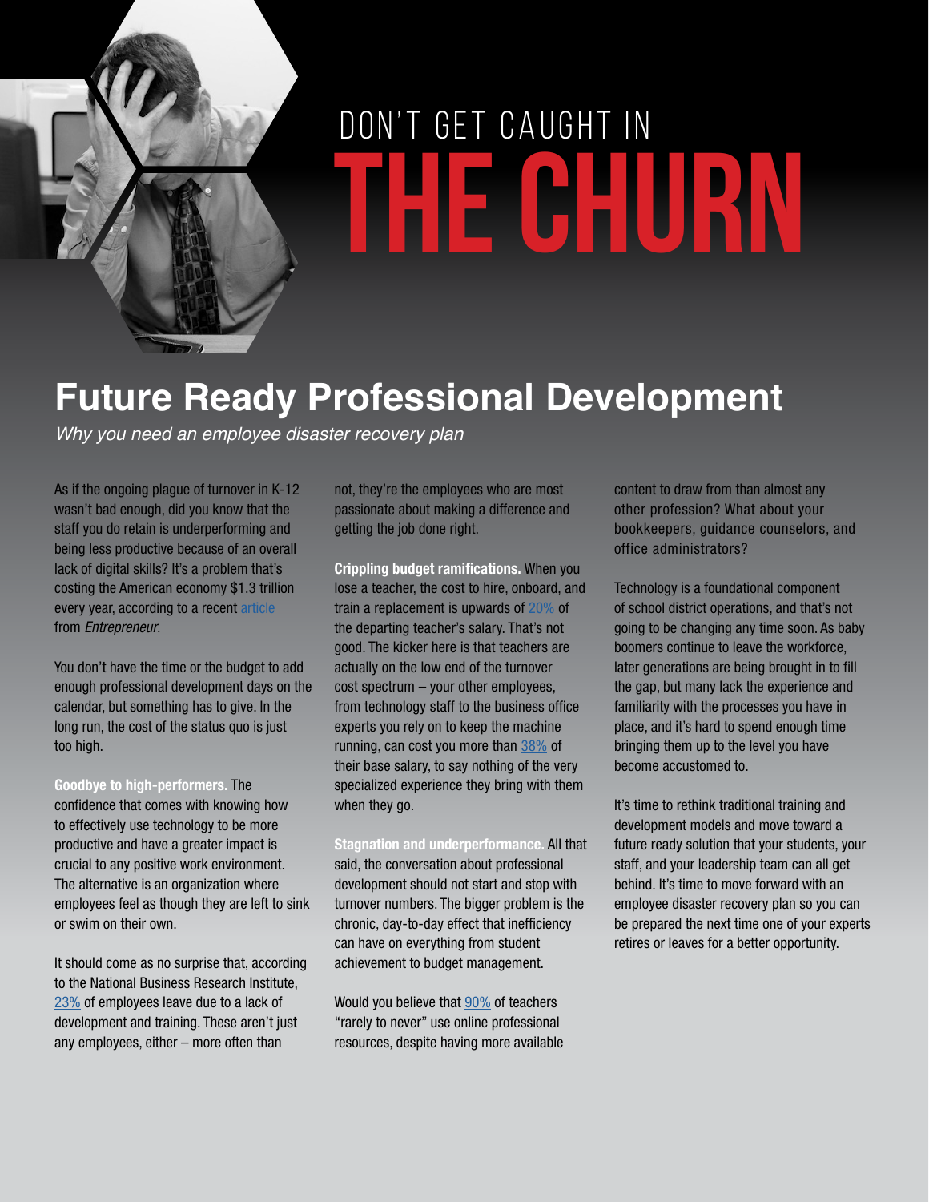# DON'T GET CAUGHT IN THE CHURN

## Future Ready Professional Development

*Why you need an employee disaster recovery plan*

As if the ongoing plague of turnover in K-12 wasn't bad enough, did you know that the staff you do retain is underperforming and being less productive because of an overall lack of digital skills? It's a problem that's costing the American economy $1.3 trillion every year, according to a recent article from *Entrepreneur*.

You don't have the time or the budget to add enough professional development days on the calendar, but something has to give. In the long run, the cost of the status quo is just too high.

**Goodbye to high-performers.** The confidence that comes with knowing how to effectively use technology to be more productive and have a greater impact is crucial to any positive work environment. The alternative is an organization where employees feel as though they are left to sink or swim on their own.

It should come as no surprise that, according to the National Business Research Institute, 23% of employees leave due to a lack of development and training. These aren't just any employees, either – more often than not, they're the employees who are most passionate about making a difference and getting the job done right.

**Crippling budget ramifications.** When you lose a teacher, the cost to hire, onboard, and train a replacement is upwards of 20% of the departing teacher's salary. That's not good. The kicker here is that teachers are actually on the low end of the turnover cost spectrum – your other employees, from technology staff to the business office experts you rely on to keep the machine running, can cost you more than 38% of their base salary, to say nothing of the very specialized experience they bring with them when they go.

**Stagnation and underperformance.** All that said, the conversation about professional development should not start and stop with turnover numbers. The bigger problem is the chronic, day-to-day effect that inefficiency can have on everything from student achievement to budget management.

Would you believe that 90% of teachers "rarely to never" use online professional resources, despite having more available content to draw from than almost any other profession? What about your bookkeepers, guidance counselors, and office administrators?

Technology is a foundational component of school district operations, and that's not going to be changing any time soon. As baby boomers continue to leave the workforce, later generations are being brought in to fill the gap, but many lack the experience and familiarity with the processes you have in place, and it's hard to spend enough time bringing them up to the level you have become accustomed to.

It's time to rethink traditional training and development models and move toward a future ready solution that your students, your staff, and your leadership team can all get behind. It's time to move forward with an employee disaster recovery plan so you can be prepared the next time one of your experts retires or leaves for a better opportunity.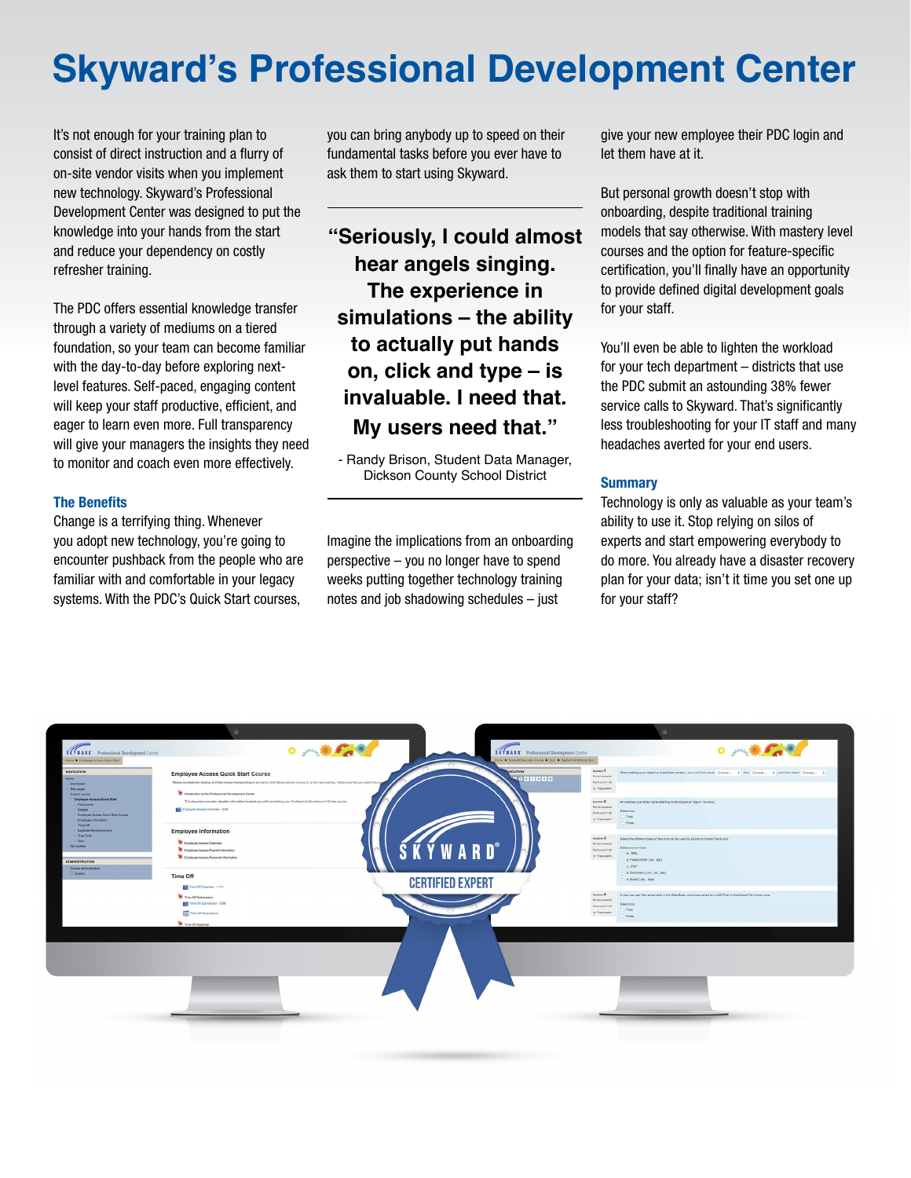# Skyward's Professional Development Center

It's not enough for your training plan to consist of direct instruction and a flurry of on-site vendor visits when you implement new technology. Skyward's Professional Development Center was designed to put the knowledge into your hands from the start and reduce your dependency on costly refresher training.

The PDC offers essential knowledge transfer through a variety of mediums on a tiered foundation, so your team can become familiar with the day-to-day before exploring next-level features. Self-paced, engaging content will keep your staff productive, efficient, and eager to learn even more. Full transparency will give your managers the insights they need to monitor and coach even more effectively.

### The Benefits

Change is a terrifying thing. Whenever you adopt new technology, you're going to encounter pushback from the people who are familiar with and comfortable in your legacy systems. With the PDC's Quick Start courses, you can bring anybody up to speed on their fundamental tasks before you ever have to ask them to start using Skyward.

> **"Seriously, I could almost hear angels singing. The experience in simulations – the ability to actually put hands on, click and type – is invaluable. I need that. My users need that."**
>
> - Randy Brison, Student Data Manager, Dickson County School District

Imagine the implications from an onboarding perspective – you no longer have to spend weeks putting together technology training notes and job shadowing schedules – just give your new employee their PDC login and let them have at it.

But personal growth doesn't stop with onboarding, despite traditional training models that say otherwise. With mastery level courses and the option for feature-specific certification, you'll finally have an opportunity to provide defined digital development goals for your staff.

You'll even be able to lighten the workload for your tech department – districts that use the PDC submit an astounding 38% fewer service calls to Skyward. That's significantly less troubleshooting for your IT staff and many headaches averted for your end users.

### Summary

Technology is only as valuable as your team's ability to use it. Stop relying on silos of experts and start empowering everybody to do more. You already have a disaster recovery plan for your data; isn't it time you set one up for your staff?